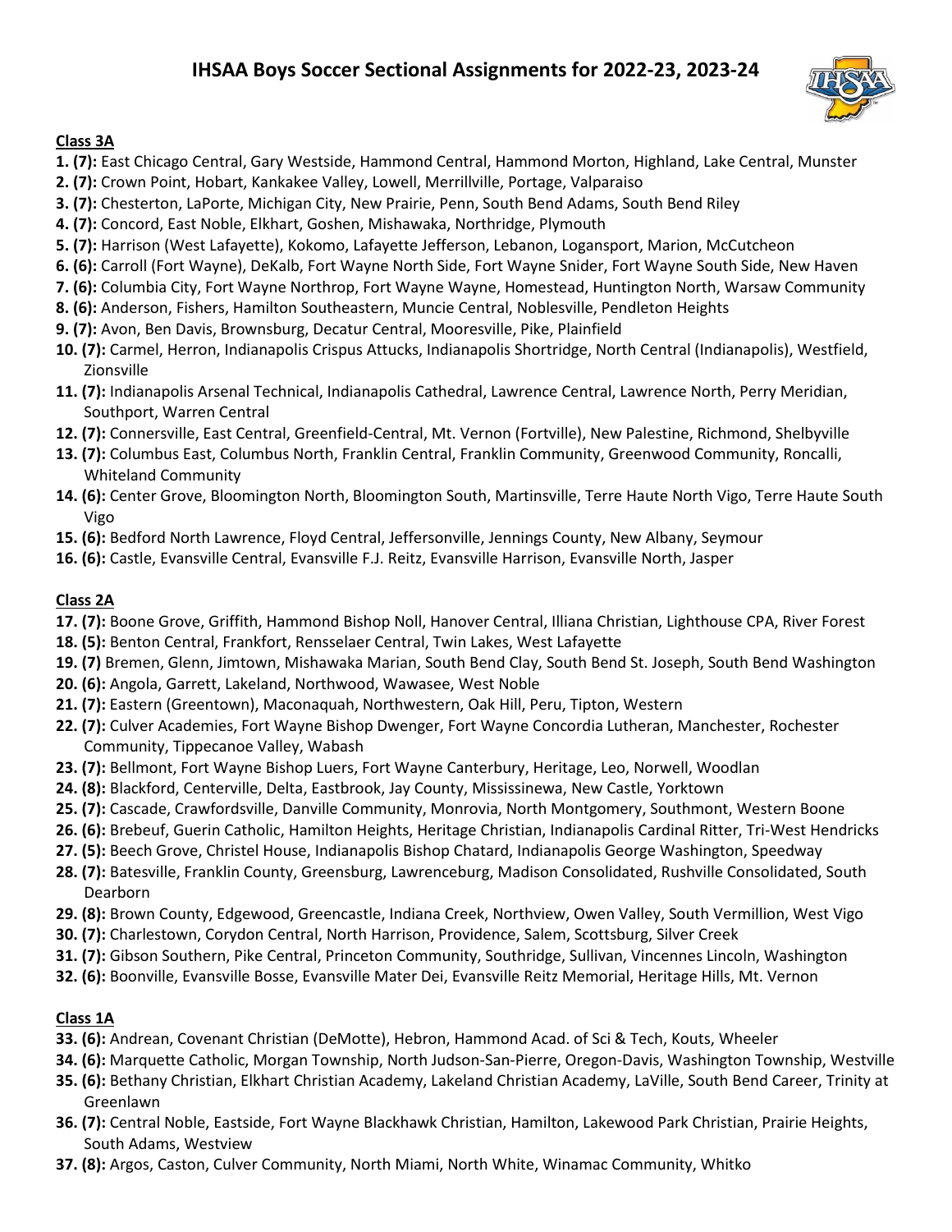# IHSAA Boys Soccer Sectional Assignments for 2022-23, 2023-24

## Class 3A

**1. (7):** East Chicago Central, Gary Westside, Hammond Central, Hammond Morton, Highland, Lake Central, Munster
**2. (7):** Crown Point, Hobart, Kankakee Valley, Lowell, Merrillville, Portage, Valparaiso
**3. (7):** Chesterton, LaPorte, Michigan City, New Prairie, Penn, South Bend Adams, South Bend Riley
**4. (7):** Concord, East Noble, Elkhart, Goshen, Mishawaka, Northridge, Plymouth
**5. (7):** Harrison (West Lafayette), Kokomo, Lafayette Jefferson, Lebanon, Logansport, Marion, McCutcheon
**6. (6):** Carroll (Fort Wayne), DeKalb, Fort Wayne North Side, Fort Wayne Snider, Fort Wayne South Side, New Haven
**7. (6):** Columbia City, Fort Wayne Northrop, Fort Wayne Wayne, Homestead, Huntington North, Warsaw Community
**8. (6):** Anderson, Fishers, Hamilton Southeastern, Muncie Central, Noblesville, Pendleton Heights
**9. (7):** Avon, Ben Davis, Brownsburg, Decatur Central, Mooresville, Pike, Plainfield
**10. (7):** Carmel, Herron, Indianapolis Crispus Attucks, Indianapolis Shortridge, North Central (Indianapolis), Westfield, Zionsville
**11. (7):** Indianapolis Arsenal Technical, Indianapolis Cathedral, Lawrence Central, Lawrence North, Perry Meridian, Southport, Warren Central
**12. (7):** Connersville, East Central, Greenfield-Central, Mt. Vernon (Fortville), New Palestine, Richmond, Shelbyville
**13. (7):** Columbus East, Columbus North, Franklin Central, Franklin Community, Greenwood Community, Roncalli, Whiteland Community
**14. (6):** Center Grove, Bloomington North, Bloomington South, Martinsville, Terre Haute North Vigo, Terre Haute South Vigo
**15. (6):** Bedford North Lawrence, Floyd Central, Jeffersonville, Jennings County, New Albany, Seymour
**16. (6):** Castle, Evansville Central, Evansville F.J. Reitz, Evansville Harrison, Evansville North, Jasper

## Class 2A

**17. (7):** Boone Grove, Griffith, Hammond Bishop Noll, Hanover Central, Illiana Christian, Lighthouse CPA, River Forest
**18. (5):** Benton Central, Frankfort, Rensselaer Central, Twin Lakes, West Lafayette
**19. (7)** Bremen, Glenn, Jimtown, Mishawaka Marian, South Bend Clay, South Bend St. Joseph, South Bend Washington
**20. (6):** Angola, Garrett, Lakeland, Northwood, Wawasee, West Noble
**21. (7):** Eastern (Greentown), Maconaquah, Northwestern, Oak Hill, Peru, Tipton, Western
**22. (7):** Culver Academies, Fort Wayne Bishop Dwenger, Fort Wayne Concordia Lutheran, Manchester, Rochester Community, Tippecanoe Valley, Wabash
**23. (7):** Bellmont, Fort Wayne Bishop Luers, Fort Wayne Canterbury, Heritage, Leo, Norwell, Woodlan
**24. (8):** Blackford, Centerville, Delta, Eastbrook, Jay County, Mississinewa, New Castle, Yorktown
**25. (7):** Cascade, Crawfordsville, Danville Community, Monrovia, North Montgomery, Southmont, Western Boone
**26. (6):** Brebeuf, Guerin Catholic, Hamilton Heights, Heritage Christian, Indianapolis Cardinal Ritter, Tri-West Hendricks
**27. (5):** Beech Grove, Christel House, Indianapolis Bishop Chatard, Indianapolis George Washington, Speedway
**28. (7):** Batesville, Franklin County, Greensburg, Lawrenceburg, Madison Consolidated, Rushville Consolidated, South Dearborn
**29. (8):** Brown County, Edgewood, Greencastle, Indiana Creek, Northview, Owen Valley, South Vermillion, West Vigo
**30. (7):** Charlestown, Corydon Central, North Harrison, Providence, Salem, Scottsburg, Silver Creek
**31. (7):** Gibson Southern, Pike Central, Princeton Community, Southridge, Sullivan, Vincennes Lincoln, Washington
**32. (6):** Boonville, Evansville Bosse, Evansville Mater Dei, Evansville Reitz Memorial, Heritage Hills, Mt. Vernon

## Class 1A

**33. (6):** Andrean, Covenant Christian (DeMotte), Hebron, Hammond Acad. of Sci & Tech, Kouts, Wheeler
**34. (6):** Marquette Catholic, Morgan Township, North Judson-San-Pierre, Oregon-Davis, Washington Township, Westville
**35. (6):** Bethany Christian, Elkhart Christian Academy, Lakeland Christian Academy, LaVille, South Bend Career, Trinity at Greenlawn
**36. (7):** Central Noble, Eastside, Fort Wayne Blackhawk Christian, Hamilton, Lakewood Park Christian, Prairie Heights, South Adams, Westview
**37. (8):** Argos, Caston, Culver Community, North Miami, North White, Winamac Community, Whitko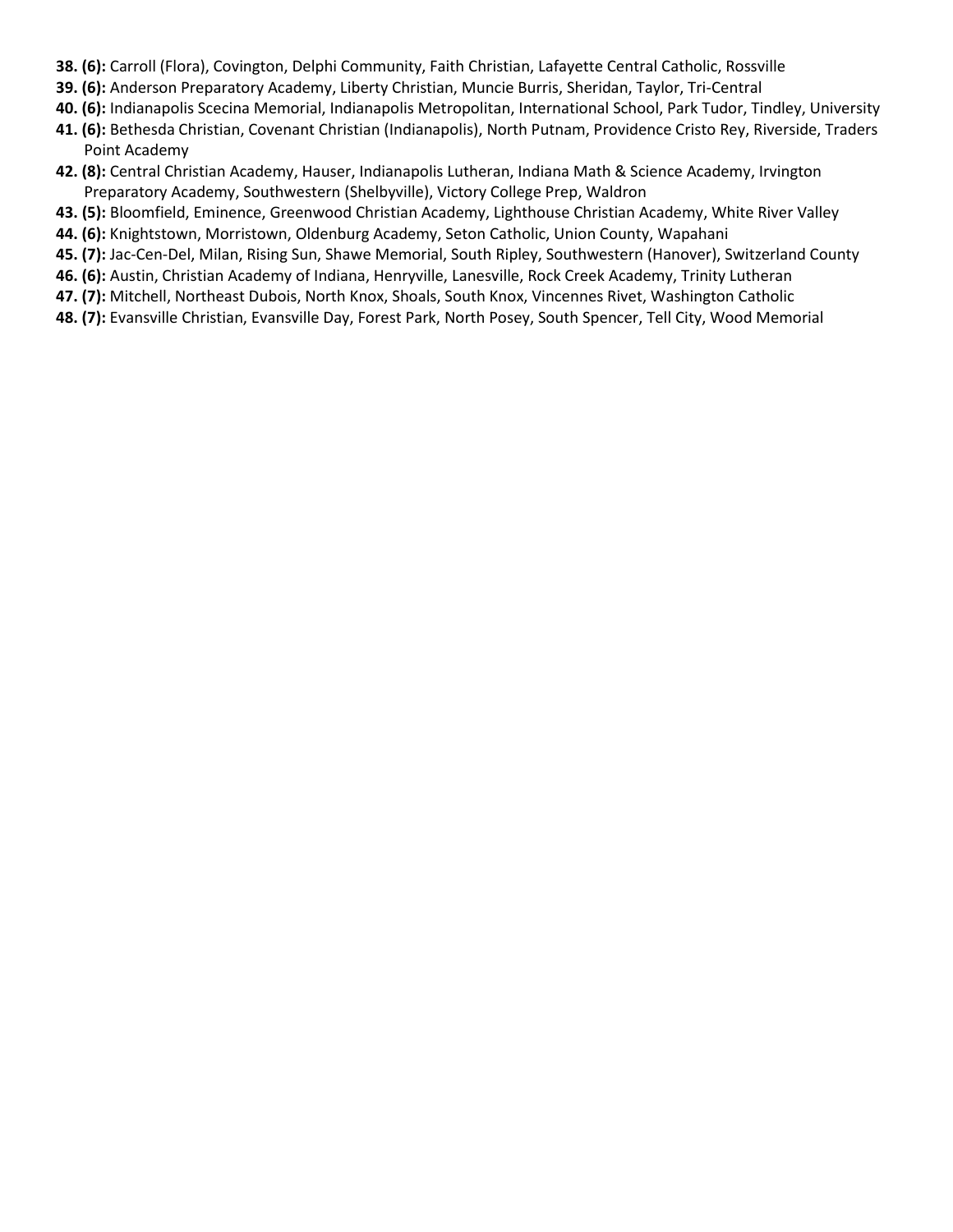**38. (6):** Carroll (Flora), Covington, Delphi Community, Faith Christian, Lafayette Central Catholic, Rossville

**39. (6):** Anderson Preparatory Academy, Liberty Christian, Muncie Burris, Sheridan, Taylor, Tri-Central

**40. (6):** Indianapolis Scecina Memorial, Indianapolis Metropolitan, International School, Park Tudor, Tindley, University

**41. (6):** Bethesda Christian, Covenant Christian (Indianapolis), North Putnam, Providence Cristo Rey, Riverside, Traders Point Academy

**42. (8):** Central Christian Academy, Hauser, Indianapolis Lutheran, Indiana Math & Science Academy, Irvington Preparatory Academy, Southwestern (Shelbyville), Victory College Prep, Waldron

**43. (5):** Bloomfield, Eminence, Greenwood Christian Academy, Lighthouse Christian Academy, White River Valley

**44. (6):** Knightstown, Morristown, Oldenburg Academy, Seton Catholic, Union County, Wapahani

**45. (7):** Jac-Cen-Del, Milan, Rising Sun, Shawe Memorial, South Ripley, Southwestern (Hanover), Switzerland County

**46. (6):** Austin, Christian Academy of Indiana, Henryville, Lanesville, Rock Creek Academy, Trinity Lutheran

**47. (7):** Mitchell, Northeast Dubois, North Knox, Shoals, South Knox, Vincennes Rivet, Washington Catholic

**48. (7):** Evansville Christian, Evansville Day, Forest Park, North Posey, South Spencer, Tell City, Wood Memorial